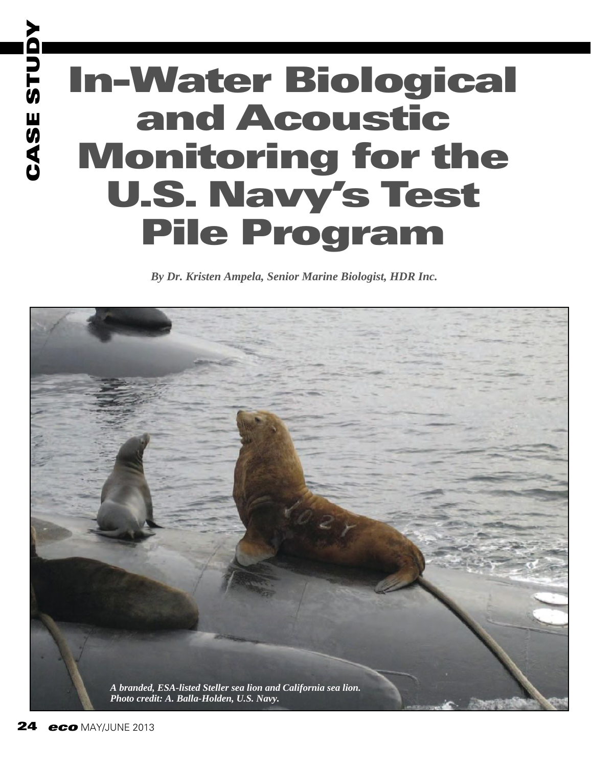# In-Water Biological and Acoustic Monitoring for the U.S. Navy's Test Pile Program

*By Dr. Kristen Ampela, Senior Marine Biologist, HDR Inc.*

*A branded, ESA-listed Steller sea lion and California sea lion. Photo credit: A. Balla-Holden, U.S. Navy.*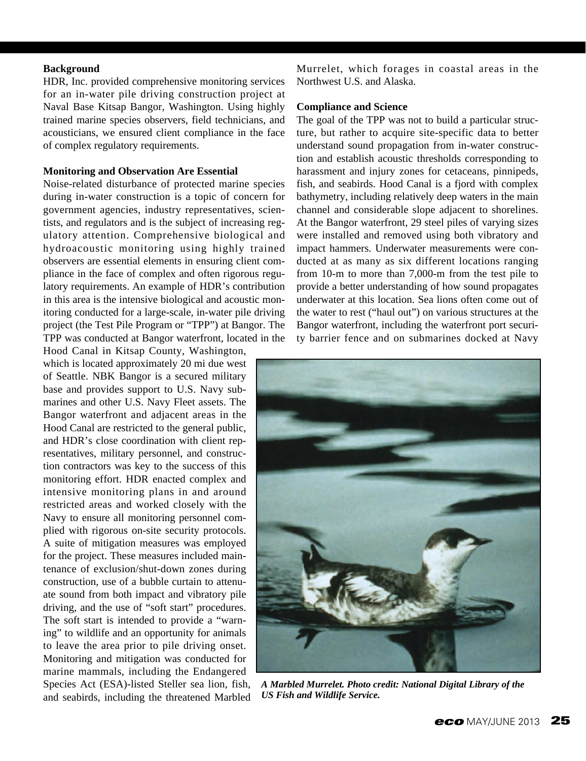**Background**

HDR, Inc. provided comprehensive monitoring services for an in-water pile driving construction project at Naval Base Kitsap Bangor, Washington. Using highly trained marine species observers, field technicians, and acousticians, we ensured client compliance in the face of complex regulatory requirements.

**Monitoring and Observation Are Essential**

Noise-related disturbance of protected marine species during in-water construction is a topic of concern for government agencies, industry representatives, scientists, and regulators and is the subject of increasing regulatory attention. Comprehensive biological and hydroacoustic monitoring using highly trained observers are essential elements in ensuring client compliance in the face of complex and often rigorous regulatory requirements. An example of HDR's contribution in this area is the intensive biological and acoustic monitoring conducted for a large-scale, in-water pile driving project (the Test Pile Program or "TPP") at Bangor. The TPP was conducted at Bangor waterfront, located in the Hood Canal in Kitsap County, Washington, which is located approximately 20 mi due west of Seattle. NBK Bangor is a secured military base and provides support to U.S. Navy submarines and other U.S. Navy Fleet assets. The Bangor waterfront and adjacent areas in the Hood Canal are restricted to the general public, and HDR's close coordination with client representatives, military personnel, and construction contractors was key to the success of this monitoring effort. HDR enacted complex and intensive monitoring plans in and around restricted areas and worked closely with the Navy to ensure all monitoring personnel complied with rigorous on-site security protocols. A suite of mitigation measures was employed for the project. These measures included maintenance of exclusion/shut-down zones during construction, use of a bubble curtain to attenuate sound from both impact and vibratory pile driving, and the use of "soft start" procedures. The soft start is intended to provide a "warning" to wildlife and an opportunity for animals to leave the area prior to pile driving onset. Monitoring and mitigation was conducted for marine mammals, including the Endangered Species Act (ESA)-listed Steller sea lion, fish, and seabirds, including the threatened Marbled Murrelet, which forages in coastal areas in the Northwest U.S. and Alaska.

**Compliance and Science**

The goal of the TPP was not to build a particular structure, but rather to acquire site-specific data to better understand sound propagation from in-water construction and establish acoustic thresholds corresponding to harassment and injury zones for cetaceans, pinnipeds, fish, and seabirds. Hood Canal is a fjord with complex bathymetry, including relatively deep waters in the main channel and considerable slope adjacent to shorelines. At the Bangor waterfront, 29 steel piles of varying sizes were installed and removed using both vibratory and impact hammers. Underwater measurements were conducted at as many as six different locations ranging from 10-m to more than 7,000-m from the test pile to provide a better understanding of how sound propagates underwater at this location. Sea lions often come out of the water to rest ("haul out") on various structures at the Bangor waterfront, including the waterfront port security barrier fence and on submarines docked at Navy

***A Marbled Murrelet. Photo credit: National Digital Library of the US Fish and Wildlife Service.***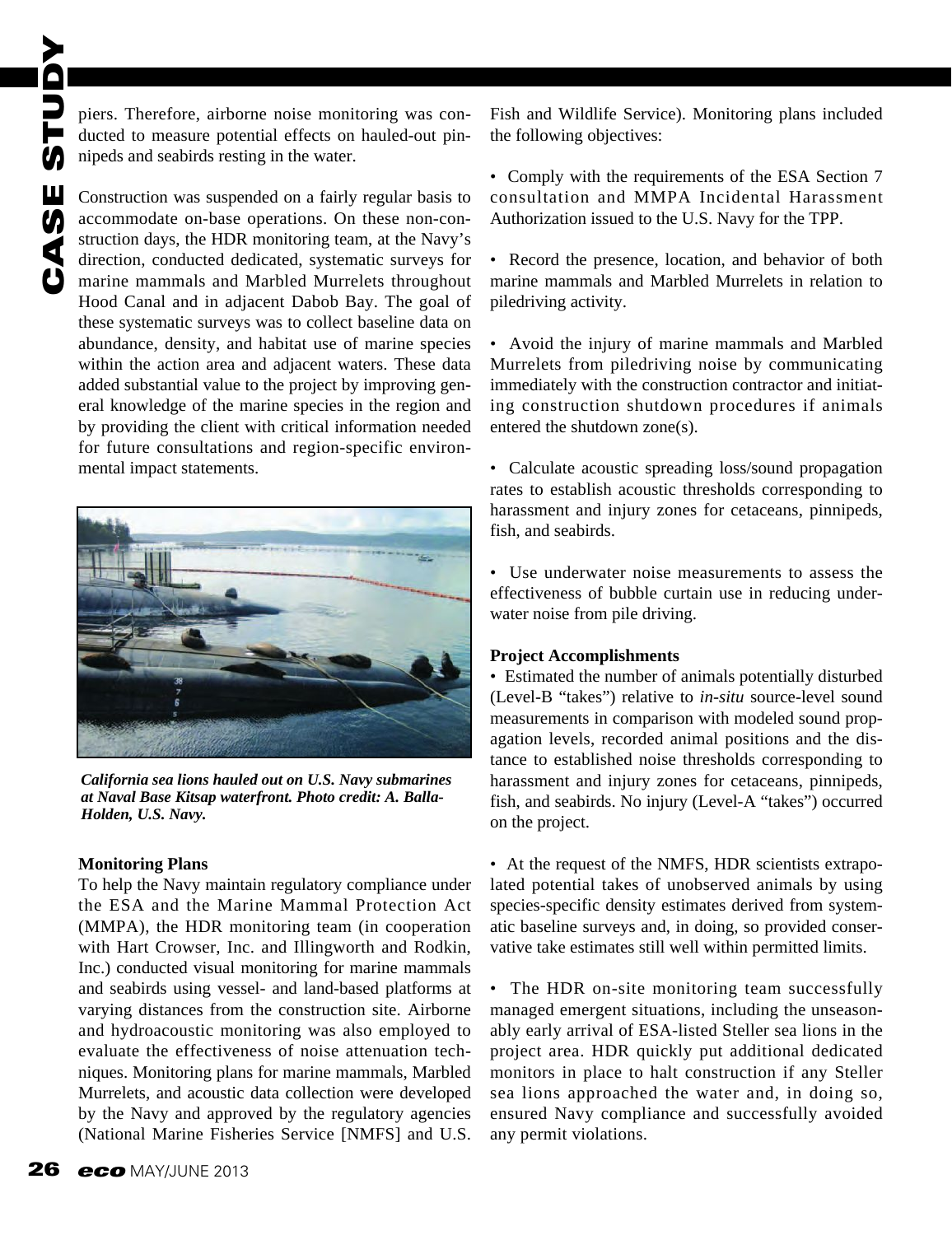piers. Therefore, airborne noise monitoring was conducted to measure potential effects on hauled-out pinnipeds and seabirds resting in the water.

Construction was suspended on a fairly regular basis to accommodate on-base operations. On these non-construction days, the HDR monitoring team, at the Navy's direction, conducted dedicated, systematic surveys for marine mammals and Marbled Murrelets throughout Hood Canal and in adjacent Dabob Bay. The goal of these systematic surveys was to collect baseline data on abundance, density, and habitat use of marine species within the action area and adjacent waters. These data added substantial value to the project by improving general knowledge of the marine species in the region and by providing the client with critical information needed for future consultations and region-specific environmental impact statements.

***California sea lions hauled out on U.S. Navy submarines at Naval Base Kitsap waterfront. Photo credit: A. Balla-Holden, U.S. Navy.***

**Monitoring Plans**

To help the Navy maintain regulatory compliance under the ESA and the Marine Mammal Protection Act (MMPA), the HDR monitoring team (in cooperation with Hart Crowser, Inc. and Illingworth and Rodkin, Inc.) conducted visual monitoring for marine mammals and seabirds using vessel- and land-based platforms at varying distances from the construction site. Airborne and hydroacoustic monitoring was also employed to evaluate the effectiveness of noise attenuation techniques. Monitoring plans for marine mammals, Marbled Murrelets, and acoustic data collection were developed by the Navy and approved by the regulatory agencies (National Marine Fisheries Service [NMFS] and U.S. Fish and Wildlife Service). Monitoring plans included the following objectives:

- Comply with the requirements of the ESA Section 7 consultation and MMPA Incidental Harassment Authorization issued to the U.S. Navy for the TPP.
- Record the presence, location, and behavior of both marine mammals and Marbled Murrelets in relation to piledriving activity.
- Avoid the injury of marine mammals and Marbled Murrelets from piledriving noise by communicating immediately with the construction contractor and initiating construction shutdown procedures if animals entered the shutdown zone(s).
- Calculate acoustic spreading loss/sound propagation rates to establish acoustic thresholds corresponding to harassment and injury zones for cetaceans, pinnipeds, fish, and seabirds.
- Use underwater noise measurements to assess the effectiveness of bubble curtain use in reducing underwater noise from pile driving.

**Project Accomplishments**

- Estimated the number of animals potentially disturbed (Level-B "takes") relative to *in-situ* source-level sound measurements in comparison with modeled sound propagation levels, recorded animal positions and the distance to established noise thresholds corresponding to harassment and injury zones for cetaceans, pinnipeds, fish, and seabirds. No injury (Level-A "takes") occurred on the project.
- At the request of the NMFS, HDR scientists extrapolated potential takes of unobserved animals by using species-specific density estimates derived from systematic baseline surveys and, in doing, so provided conservative take estimates still well within permitted limits.
- The HDR on-site monitoring team successfully managed emergent situations, including the unseasonably early arrival of ESA-listed Steller sea lions in the project area. HDR quickly put additional dedicated monitors in place to halt construction if any Steller sea lions approached the water and, in doing so, ensured Navy compliance and successfully avoided any permit violations.